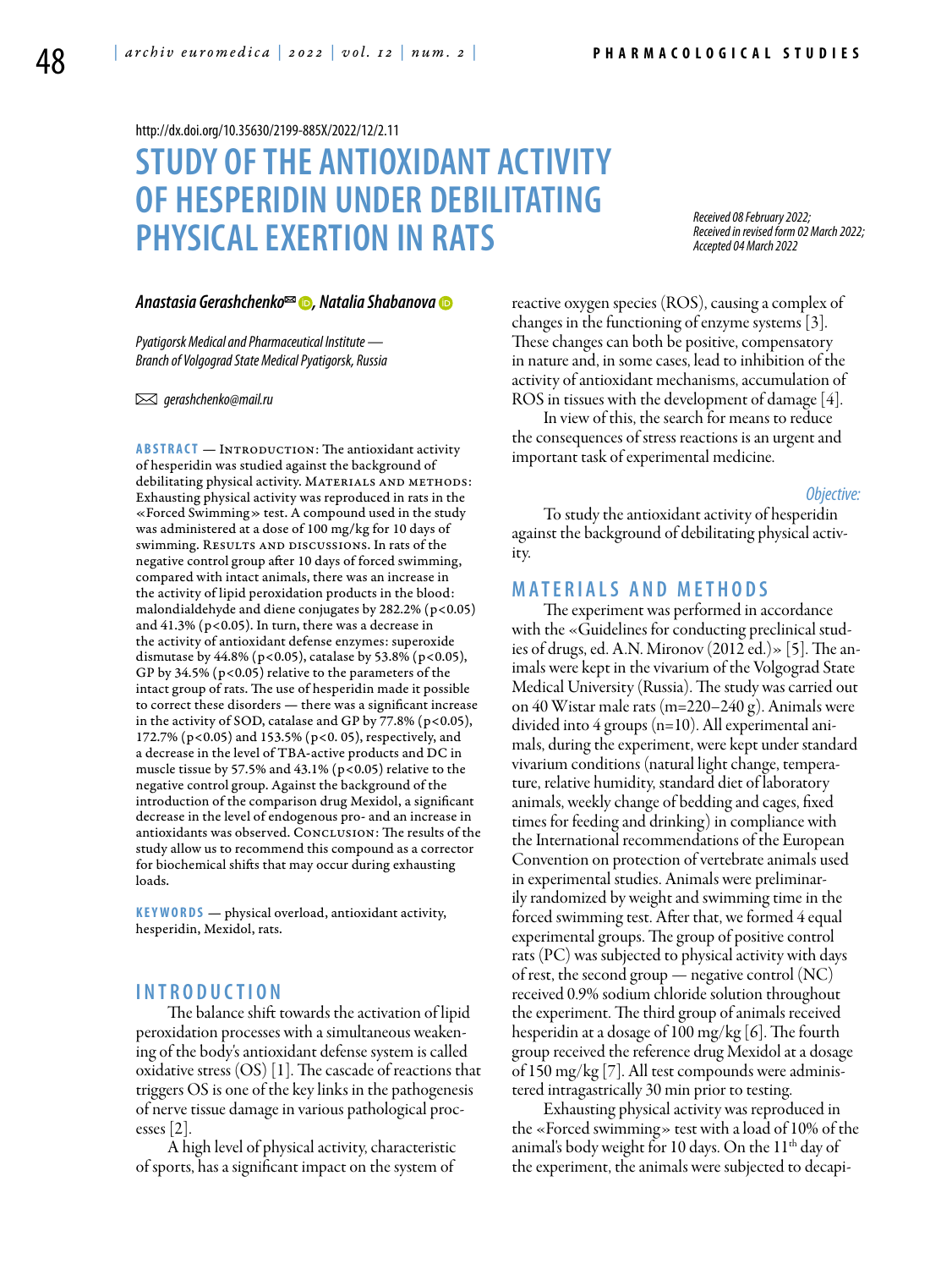http://dx.doi.org/10.35630/2199-885X/2022/12/2.11

# STUDY OF THE ANTIOXIDANT ACTIVITY OF HESPERIDIN UNDER DEBILITATING PHYSICAL EXERTION IN RATS

*Received 08 February 2022; Received in revised form 02 March 2022; Accepted 04 March 2022*

***Anastasia Gerashchenko✉, Natalia Shabanova***

*Pyatigorsk Medical and Pharmaceutical Institute — Branch of Volgograd State Medical Pyatigorsk, Russia*

✉ *gerashchenko@mail.ru*

**ABSTRACT** — Introduction: The antioxidant activity of hesperidin was studied against the background of debilitating physical activity. Materials and methods: Exhausting physical activity was reproduced in rats in the «Forced Swimming» test. A compound used in the study was administered at a dose of 100 mg/kg for 10 days of swimming. Results and discussions. In rats of the negative control group after 10 days of forced swimming, compared with intact animals, there was an increase in the activity of lipid peroxidation products in the blood: malondialdehyde and diene conjugates by 282.2% ($p<0.05$) and 41.3% ($p<0.05$). In turn, there was a decrease in the activity of antioxidant defense enzymes: superoxide dismutase by 44.8% ($p<0.05$), catalase by 53.8% ($p<0.05$), GP by 34.5% ($p<0.05$) relative to the parameters of the intact group of rats. The use of hesperidin made it possible to correct these disorders — there was a significant increase in the activity of SOD, catalase and GP by 77.8% ($p<0.05$), 172.7% ($p<0.05$) and 153.5% ($p<0.05$), respectively, and a decrease in the level of TBA-active products and DC in muscle tissue by 57.5% and 43.1% ($p<0.05$) relative to the negative control group. Against the background of the introduction of the comparison drug Mexidol, a significant decrease in the level of endogenous pro- and an increase in antioxidants was observed. Conclusion: The results of the study allow us to recommend this compound as a corrector for biochemical shifts that may occur during exhausting loads.

**KEYWORDS** — physical overload, antioxidant activity, hesperidin, Mexidol, rats.

## INTRODUCTION

The balance shift towards the activation of lipid peroxidation processes with a simultaneous weakening of the body's antioxidant defense system is called oxidative stress (OS) [1]. The cascade of reactions that triggers OS is one of the key links in the pathogenesis of nerve tissue damage in various pathological processes [2].

A high level of physical activity, characteristic of sports, has a significant impact on the system of reactive oxygen species (ROS), causing a complex of changes in the functioning of enzyme systems [3]. These changes can both be positive, compensatory in nature and, in some cases, lead to inhibition of the activity of antioxidant mechanisms, accumulation of ROS in tissues with the development of damage [4].

In view of this, the search for means to reduce the consequences of stress reactions is an urgent and important task of experimental medicine.

### *Objective:*

To study the antioxidant activity of hesperidin against the background of debilitating physical activity.

## MATERIALS AND METHODS

The experiment was performed in accordance with the «Guidelines for conducting preclinical studies of drugs, ed. A.N. Mironov (2012 ed.)» [5]. The animals were kept in the vivarium of the Volgograd State Medical University (Russia). The study was carried out on 40 Wistar male rats (m=220–240 g). Animals were divided into 4 groups (n=10). All experimental animals, during the experiment, were kept under standard vivarium conditions (natural light change, temperature, relative humidity, standard diet of laboratory animals, weekly change of bedding and cages, fixed times for feeding and drinking) in compliance with the International recommendations of the European Convention on protection of vertebrate animals used in experimental studies. Animals were preliminarily randomized by weight and swimming time in the forced swimming test. After that, we formed 4 equal experimental groups. The group of positive control rats (PC) was subjected to physical activity with days of rest, the second group — negative control (NC) received 0.9% sodium chloride solution throughout the experiment. The third group of animals received hesperidin at a dosage of 100 mg/kg [6]. The fourth group received the reference drug Mexidol at a dosage of 150 mg/kg [7]. All test compounds were administered intragastrically 30 min prior to testing.

Exhausting physical activity was reproduced in the «Forced swimming» test with a load of 10% of the animal's body weight for 10 days. On the 11th day of the experiment, the animals were subjected to decapi-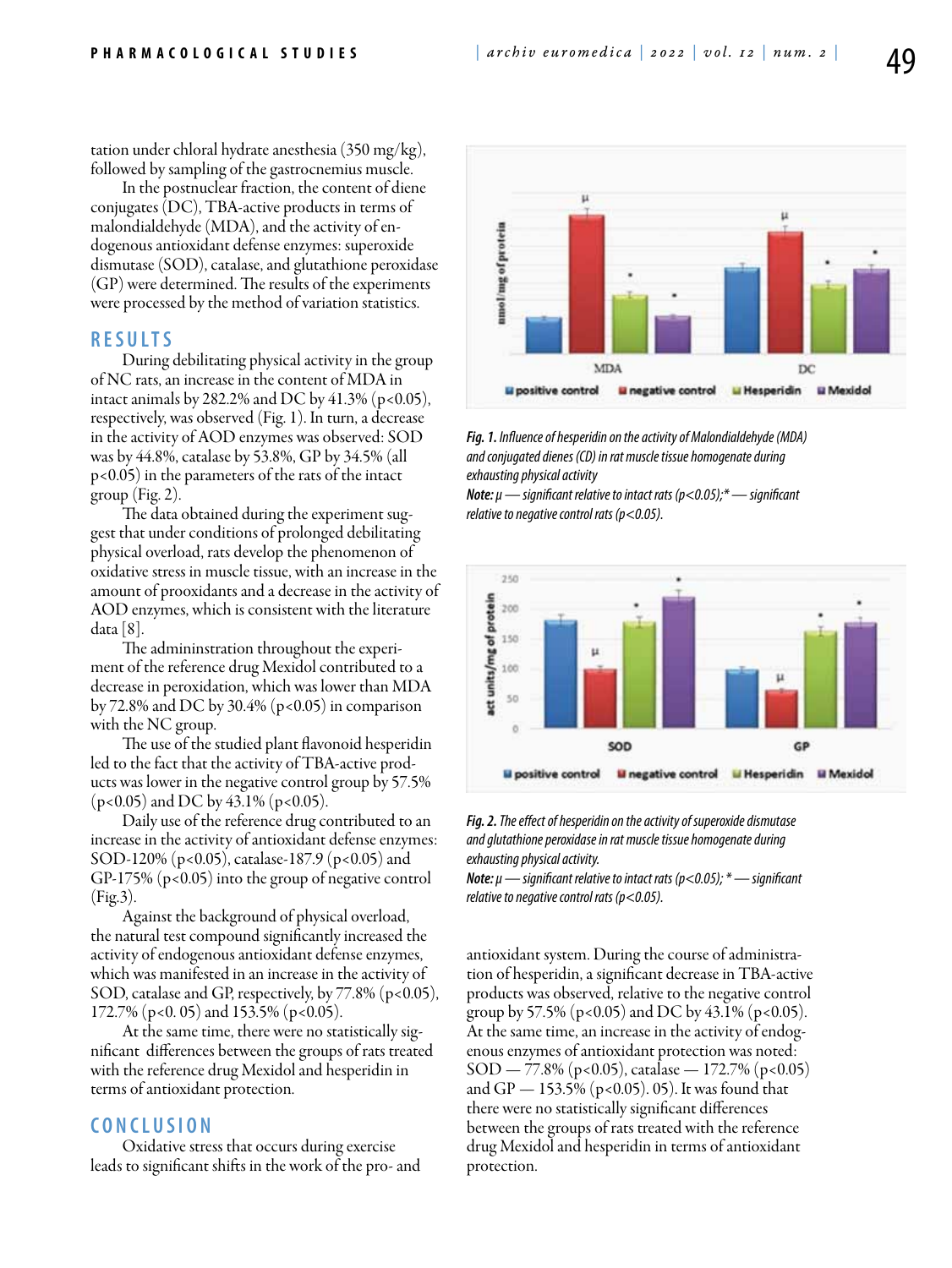tation under chloral hydrate anesthesia (350 mg/kg), followed by sampling of the gastrocnemius muscle.

In the postnuclear fraction, the content of diene conjugates (DC), TBA-active products in terms of malondialdehyde (MDA), and the activity of endogenous antioxidant defense enzymes: superoxide dismutase (SOD), catalase, and glutathione peroxidase (GP) were determined. The results of the experiments were processed by the method of variation statistics.

## RESULTS

During debilitating physical activity in the group of NC rats, an increase in the content of MDA in intact animals by 282.2% and DC by 41.3% ($p<0.05$), respectively, was observed (Fig. 1). In turn, a decrease in the activity of AOD enzymes was observed: SOD was by 44.8%, catalase by 53.8%, GP by 34.5% (all $p<0.05$) in the parameters of the rats of the intact group (Fig. 2).

The data obtained during the experiment suggest that under conditions of prolonged debilitating physical overload, rats develop the phenomenon of oxidative stress in muscle tissue, with an increase in the amount of prooxidants and a decrease in the activity of AOD enzymes, which is consistent with the literature data [8].

The admininstration throughout the experiment of the reference drug Mexidol contributed to a decrease in peroxidation, which was lower than MDA by 72.8% and DC by 30.4% ($p<0.05$) in comparison with the NC group.

The use of the studied plant flavonoid hesperidin led to the fact that the activity of TBA-active products was lower in the negative control group by 57.5% ($p<0.05$) and DC by 43.1% ($p<0.05$).

Daily use of the reference drug contributed to an increase in the activity of antioxidant defense enzymes: SOD-120% ($p<0.05$), catalase-187.9 ($p<0.05$) and GP-175% ($p<0.05$) into the group of negative control (Fig.3).

Against the background of physical overload, the natural test compound significantly increased the activity of endogenous antioxidant defense enzymes, which was manifested in an increase in the activity of SOD, catalase and GP, respectively, by 77.8% ($p<0.05$), 172.7% ($p<0.05$) and 153.5% ($p<0.05$).

At the same time, there were no statistically significant differences between the groups of rats treated with the reference drug Mexidol and hesperidin in terms of antioxidant protection.

## CONCLUSION

Oxidative stress that occurs during exercise leads to significant shifts in the work of the pro- and antioxidant system. During the course of administration of hesperidin, a significant decrease in TBA-active products was observed, relative to the negative control group by 57.5% ($p<0.05$) and DC by 43.1% ($p<0.05$). At the same time, an increase in the activity of endogenous enzymes of antioxidant protection was noted: SOD — 77.8% ($p<0.05$), catalase — 172.7% ($p<0.05$) and GP — 153.5% ($p<0.05$). 05). It was found that there were no statistically significant differences between the groups of rats treated with the reference drug Mexidol and hesperidin in terms of antioxidant protection.

*Fig. 1. Influence of hesperidin on the activity of Malondialdehyde (MDA) and conjugated dienes (CD) in rat muscle tissue homogenate during exhausting physical activity*

*Note: μ — significant relative to intact rats ($p<0.05$);* — significant relative to negative control rats ($p<0.05$).*

*Fig. 2. The effect of hesperidin on the activity of superoxide dismutase and glutathione peroxidase in rat muscle tissue homogenate during exhausting physical activity.*

*Note: μ — significant relative to intact rats ($p<0.05$); * — significant relative to negative control rats ($p<0.05$).*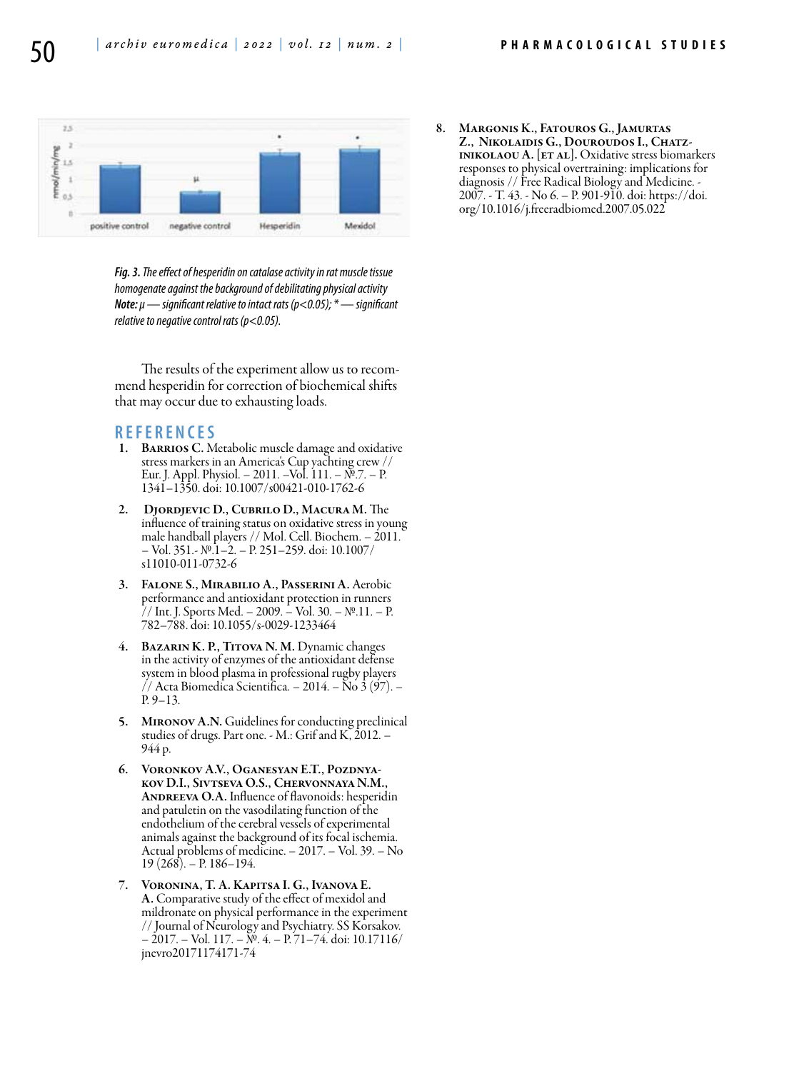2,5
2
1,5
1
0,5
0
nmol/min/mg

μ
*
*

positive control
negative control
Hesperidin
Mexidol

***Fig. 3.*** *The effect of hesperidin on catalase activity in rat muscle tissue homogenate against the background of debilitating physical activity*
***Note:*** *μ — significant relative to intact rats ($p<0.05$); * — significant relative to negative control rats ($p<0.05$).*

The results of the experiment allow us to recommend hesperidin for correction of biochemical shifts that may occur due to exhausting loads.

## REFERENCES

1. **Barrios C.** Metabolic muscle damage and oxidative stress markers in an America's Cup yachting crew // Eur. J. Appl. Physiol. – 2011. –Vol. 111. – №.7. – P. 1341–1350. doi: 10.1007/s00421-010-1762-6
2. **Djordjevic D., Cubrilo D., Macura M.** The influence of training status on oxidative stress in young male handball players // Mol. Cell. Biochem. – 2011. – Vol. 351.- №.1–2. – P. 251–259. doi: 10.1007/s11010-011-0732-6
3. **Falone S., Mirabilio A., Passerini A.** Aerobic performance and antioxidant protection in runners // Int. J. Sports Med. – 2009. – Vol. 30. – №.11. – P. 782–788. doi: 10.1055/s-0029-1233464
4. **Bazarin K. P., Titova N. M.** Dynamic changes in the activity of enzymes of the antioxidant defense system in blood plasma in professional rugby players // Acta Biomedica Scientifica. – 2014. – No 3 (97). – P. 9–13.
5. **Mironov A.N.** Guidelines for conducting preclinical studies of drugs. Part one. - M.: Grif and K, 2012. – 944 p.
6. **Voronkov A.V., Oganesyan E.T., Pozdnyakov D.I., Sivtseva O.S., Chervonnaya N.M., Andreeva O.A.** Influence of flavonoids: hesperidin and patuletin on the vasodilating function of the endothelium of the cerebral vessels of experimental animals against the background of its focal ischemia. Actual problems of medicine. – 2017. – Vol. 39. – No 19 (268). – P. 186–194.
7. **Voronina, T. A. Kapitsa I. G., Ivanova E. A.** Comparative study of the effect of mexidol and mildronate on physical performance in the experiment // Journal of Neurology and Psychiatry. SS Korsakov. – 2017. – Vol. 117. – №. 4. – P. 71–74. doi: 10.17116/jnevro20171174171-74
8. **Margonis K., Fatouros G., Jamurtas Z., Nikolaidis G., Douroudos I., Chatzinikolaou A. [et al].** Oxidative stress biomarkers responses to physical overtraining: implications for diagnosis // Free Radical Biology and Medicine. - 2007. - T. 43. - No 6. – P. 901-910. doi: https://doi.org/10.1016/j.freeradbiomed.2007.05.022